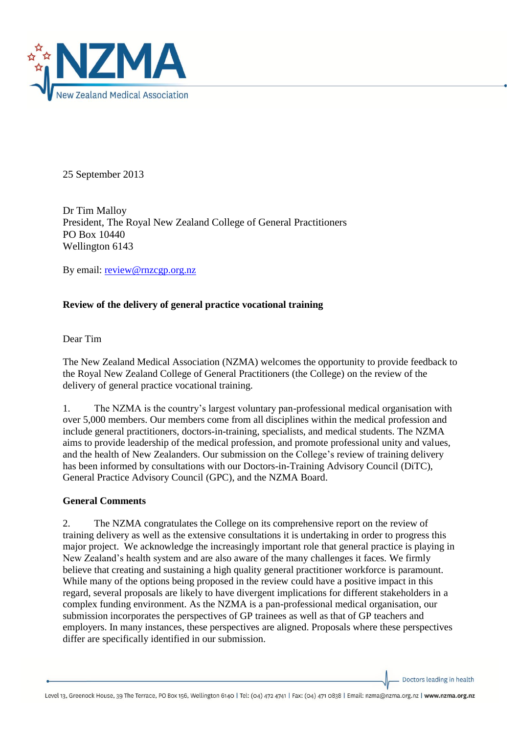25 September 2013

Dr Tim Malloy
President, The Royal New Zealand College of General Practitioners
PO Box 10440
Wellington 6143

By email: review@rnzcgp.org.nz

**Review of the delivery of general practice vocational training**

Dear Tim

The New Zealand Medical Association (NZMA) welcomes the opportunity to provide feedback to the Royal New Zealand College of General Practitioners (the College) on the review of the delivery of general practice vocational training.

1. The NZMA is the country's largest voluntary pan-professional medical organisation with over 5,000 members. Our members come from all disciplines within the medical profession and include general practitioners, doctors-in-training, specialists, and medical students. The NZMA aims to provide leadership of the medical profession, and promote professional unity and values, and the health of New Zealanders. Our submission on the College's review of training delivery has been informed by consultations with our Doctors-in-Training Advisory Council (DiTC), General Practice Advisory Council (GPC), and the NZMA Board.

**General Comments**

2. The NZMA congratulates the College on its comprehensive report on the review of training delivery as well as the extensive consultations it is undertaking in order to progress this major project. We acknowledge the increasingly important role that general practice is playing in New Zealand's health system and are also aware of the many challenges it faces. We firmly believe that creating and sustaining a high quality general practitioner workforce is paramount. While many of the options being proposed in the review could have a positive impact in this regard, several proposals are likely to have divergent implications for different stakeholders in a complex funding environment. As the NZMA is a pan-professional medical organisation, our submission incorporates the perspectives of GP trainees as well as that of GP teachers and employers. In many instances, these perspectives are aligned. Proposals where these perspectives differ are specifically identified in our submission.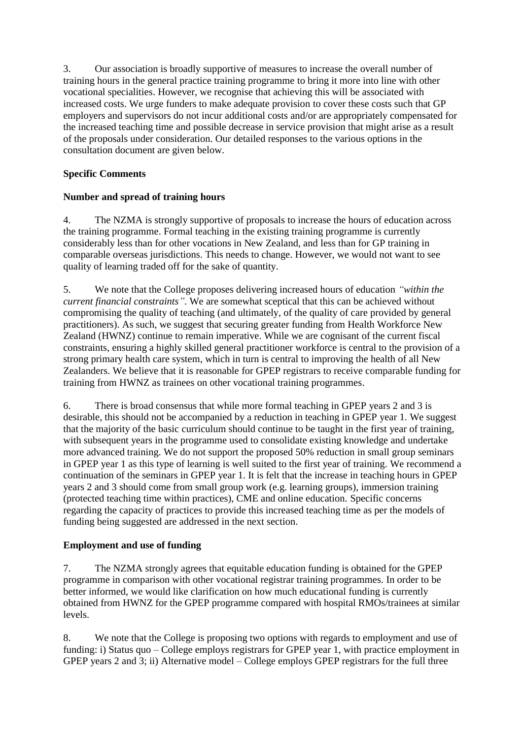3. Our association is broadly supportive of measures to increase the overall number of training hours in the general practice training programme to bring it more into line with other vocational specialities. However, we recognise that achieving this will be associated with increased costs. We urge funders to make adequate provision to cover these costs such that GP employers and supervisors do not incur additional costs and/or are appropriately compensated for the increased teaching time and possible decrease in service provision that might arise as a result of the proposals under consideration. Our detailed responses to the various options in the consultation document are given below.

**Specific Comments**

**Number and spread of training hours**

4. The NZMA is strongly supportive of proposals to increase the hours of education across the training programme. Formal teaching in the existing training programme is currently considerably less than for other vocations in New Zealand, and less than for GP training in comparable overseas jurisdictions. This needs to change. However, we would not want to see quality of learning traded off for the sake of quantity.

5. We note that the College proposes delivering increased hours of education *"within the current financial constraints"*. We are somewhat sceptical that this can be achieved without compromising the quality of teaching (and ultimately, of the quality of care provided by general practitioners). As such, we suggest that securing greater funding from Health Workforce New Zealand (HWNZ) continue to remain imperative. While we are cognisant of the current fiscal constraints, ensuring a highly skilled general practitioner workforce is central to the provision of a strong primary health care system, which in turn is central to improving the health of all New Zealanders. We believe that it is reasonable for GPEP registrars to receive comparable funding for training from HWNZ as trainees on other vocational training programmes.

6. There is broad consensus that while more formal teaching in GPEP years 2 and 3 is desirable, this should not be accompanied by a reduction in teaching in GPEP year 1. We suggest that the majority of the basic curriculum should continue to be taught in the first year of training, with subsequent years in the programme used to consolidate existing knowledge and undertake more advanced training. We do not support the proposed 50% reduction in small group seminars in GPEP year 1 as this type of learning is well suited to the first year of training. We recommend a continuation of the seminars in GPEP year 1. It is felt that the increase in teaching hours in GPEP years 2 and 3 should come from small group work (e.g. learning groups), immersion training (protected teaching time within practices), CME and online education. Specific concerns regarding the capacity of practices to provide this increased teaching time as per the models of funding being suggested are addressed in the next section.

**Employment and use of funding**

7. The NZMA strongly agrees that equitable education funding is obtained for the GPEP programme in comparison with other vocational registrar training programmes. In order to be better informed, we would like clarification on how much educational funding is currently obtained from HWNZ for the GPEP programme compared with hospital RMOs/trainees at similar levels.

8. We note that the College is proposing two options with regards to employment and use of funding: i) Status quo – College employs registrars for GPEP year 1, with practice employment in GPEP years 2 and 3; ii) Alternative model – College employs GPEP registrars for the full three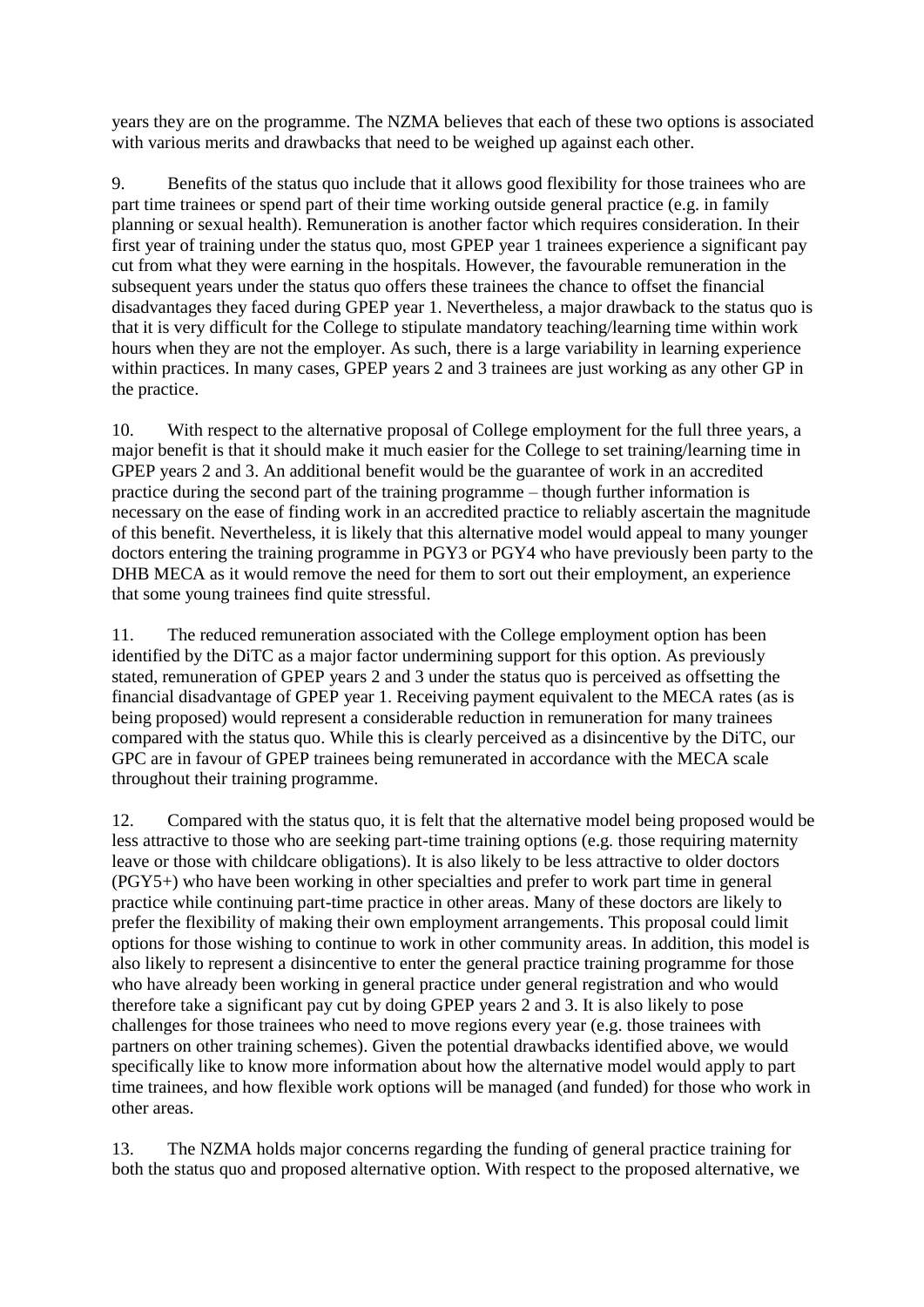years they are on the programme. The NZMA believes that each of these two options is associated with various merits and drawbacks that need to be weighed up against each other.

9. Benefits of the status quo include that it allows good flexibility for those trainees who are part time trainees or spend part of their time working outside general practice (e.g. in family planning or sexual health). Remuneration is another factor which requires consideration. In their first year of training under the status quo, most GPEP year 1 trainees experience a significant pay cut from what they were earning in the hospitals. However, the favourable remuneration in the subsequent years under the status quo offers these trainees the chance to offset the financial disadvantages they faced during GPEP year 1. Nevertheless, a major drawback to the status quo is that it is very difficult for the College to stipulate mandatory teaching/learning time within work hours when they are not the employer. As such, there is a large variability in learning experience within practices. In many cases, GPEP years 2 and 3 trainees are just working as any other GP in the practice.

10. With respect to the alternative proposal of College employment for the full three years, a major benefit is that it should make it much easier for the College to set training/learning time in GPEP years 2 and 3. An additional benefit would be the guarantee of work in an accredited practice during the second part of the training programme – though further information is necessary on the ease of finding work in an accredited practice to reliably ascertain the magnitude of this benefit. Nevertheless, it is likely that this alternative model would appeal to many younger doctors entering the training programme in PGY3 or PGY4 who have previously been party to the DHB MECA as it would remove the need for them to sort out their employment, an experience that some young trainees find quite stressful.

11. The reduced remuneration associated with the College employment option has been identified by the DiTC as a major factor undermining support for this option. As previously stated, remuneration of GPEP years 2 and 3 under the status quo is perceived as offsetting the financial disadvantage of GPEP year 1. Receiving payment equivalent to the MECA rates (as is being proposed) would represent a considerable reduction in remuneration for many trainees compared with the status quo. While this is clearly perceived as a disincentive by the DiTC, our GPC are in favour of GPEP trainees being remunerated in accordance with the MECA scale throughout their training programme.

12. Compared with the status quo, it is felt that the alternative model being proposed would be less attractive to those who are seeking part-time training options (e.g. those requiring maternity leave or those with childcare obligations). It is also likely to be less attractive to older doctors (PGY5+) who have been working in other specialties and prefer to work part time in general practice while continuing part-time practice in other areas. Many of these doctors are likely to prefer the flexibility of making their own employment arrangements. This proposal could limit options for those wishing to continue to work in other community areas. In addition, this model is also likely to represent a disincentive to enter the general practice training programme for those who have already been working in general practice under general registration and who would therefore take a significant pay cut by doing GPEP years 2 and 3. It is also likely to pose challenges for those trainees who need to move regions every year (e.g. those trainees with partners on other training schemes). Given the potential drawbacks identified above, we would specifically like to know more information about how the alternative model would apply to part time trainees, and how flexible work options will be managed (and funded) for those who work in other areas.

13. The NZMA holds major concerns regarding the funding of general practice training for both the status quo and proposed alternative option. With respect to the proposed alternative, we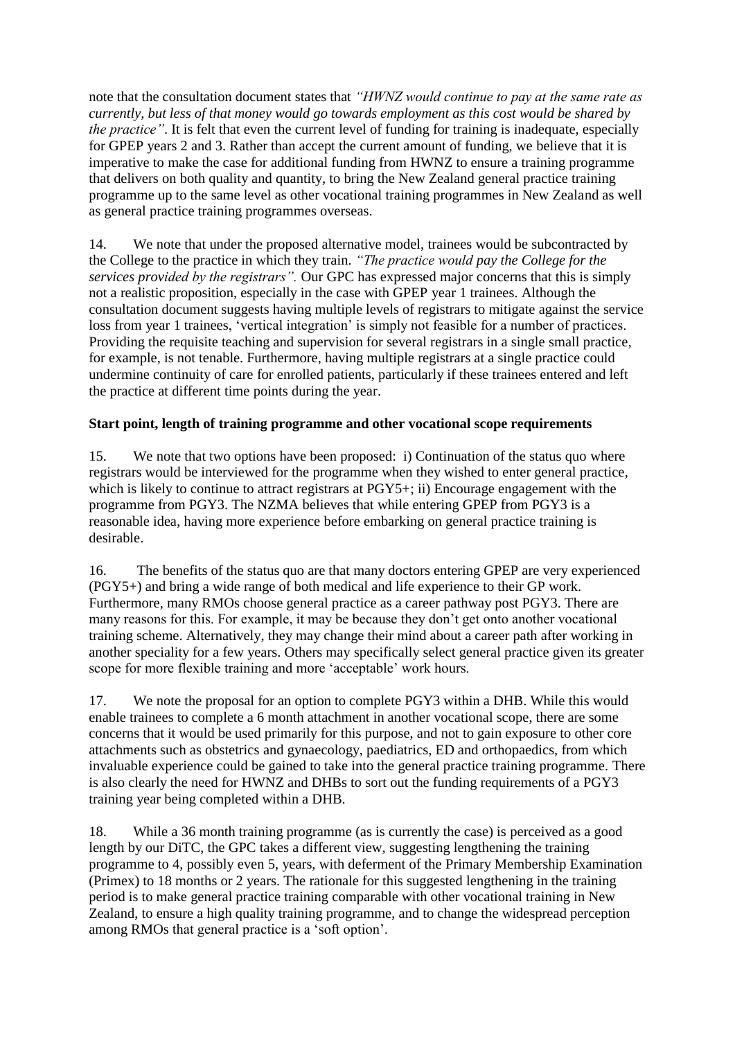note that the consultation document states that *"HWNZ would continue to pay at the same rate as currently, but less of that money would go towards employment as this cost would be shared by the practice"*. It is felt that even the current level of funding for training is inadequate, especially for GPEP years 2 and 3. Rather than accept the current amount of funding, we believe that it is imperative to make the case for additional funding from HWNZ to ensure a training programme that delivers on both quality and quantity, to bring the New Zealand general practice training programme up to the same level as other vocational training programmes in New Zealand as well as general practice training programmes overseas.

14. We note that under the proposed alternative model, trainees would be subcontracted by the College to the practice in which they train. *"The practice would pay the College for the services provided by the registrars".* Our GPC has expressed major concerns that this is simply not a realistic proposition, especially in the case with GPEP year 1 trainees. Although the consultation document suggests having multiple levels of registrars to mitigate against the service loss from year 1 trainees, 'vertical integration' is simply not feasible for a number of practices. Providing the requisite teaching and supervision for several registrars in a single small practice, for example, is not tenable. Furthermore, having multiple registrars at a single practice could undermine continuity of care for enrolled patients, particularly if these trainees entered and left the practice at different time points during the year.

**Start point, length of training programme and other vocational scope requirements**

15. We note that two options have been proposed: i) Continuation of the status quo where registrars would be interviewed for the programme when they wished to enter general practice, which is likely to continue to attract registrars at PGY5+; ii) Encourage engagement with the programme from PGY3. The NZMA believes that while entering GPEP from PGY3 is a reasonable idea, having more experience before embarking on general practice training is desirable.

16. The benefits of the status quo are that many doctors entering GPEP are very experienced (PGY5+) and bring a wide range of both medical and life experience to their GP work. Furthermore, many RMOs choose general practice as a career pathway post PGY3. There are many reasons for this. For example, it may be because they don't get onto another vocational training scheme. Alternatively, they may change their mind about a career path after working in another speciality for a few years. Others may specifically select general practice given its greater scope for more flexible training and more 'acceptable' work hours.

17. We note the proposal for an option to complete PGY3 within a DHB. While this would enable trainees to complete a 6 month attachment in another vocational scope, there are some concerns that it would be used primarily for this purpose, and not to gain exposure to other core attachments such as obstetrics and gynaecology, paediatrics, ED and orthopaedics, from which invaluable experience could be gained to take into the general practice training programme. There is also clearly the need for HWNZ and DHBs to sort out the funding requirements of a PGY3 training year being completed within a DHB.

18. While a 36 month training programme (as is currently the case) is perceived as a good length by our DiTC, the GPC takes a different view, suggesting lengthening the training programme to 4, possibly even 5, years, with deferment of the Primary Membership Examination (Primex) to 18 months or 2 years. The rationale for this suggested lengthening in the training period is to make general practice training comparable with other vocational training in New Zealand, to ensure a high quality training programme, and to change the widespread perception among RMOs that general practice is a 'soft option'.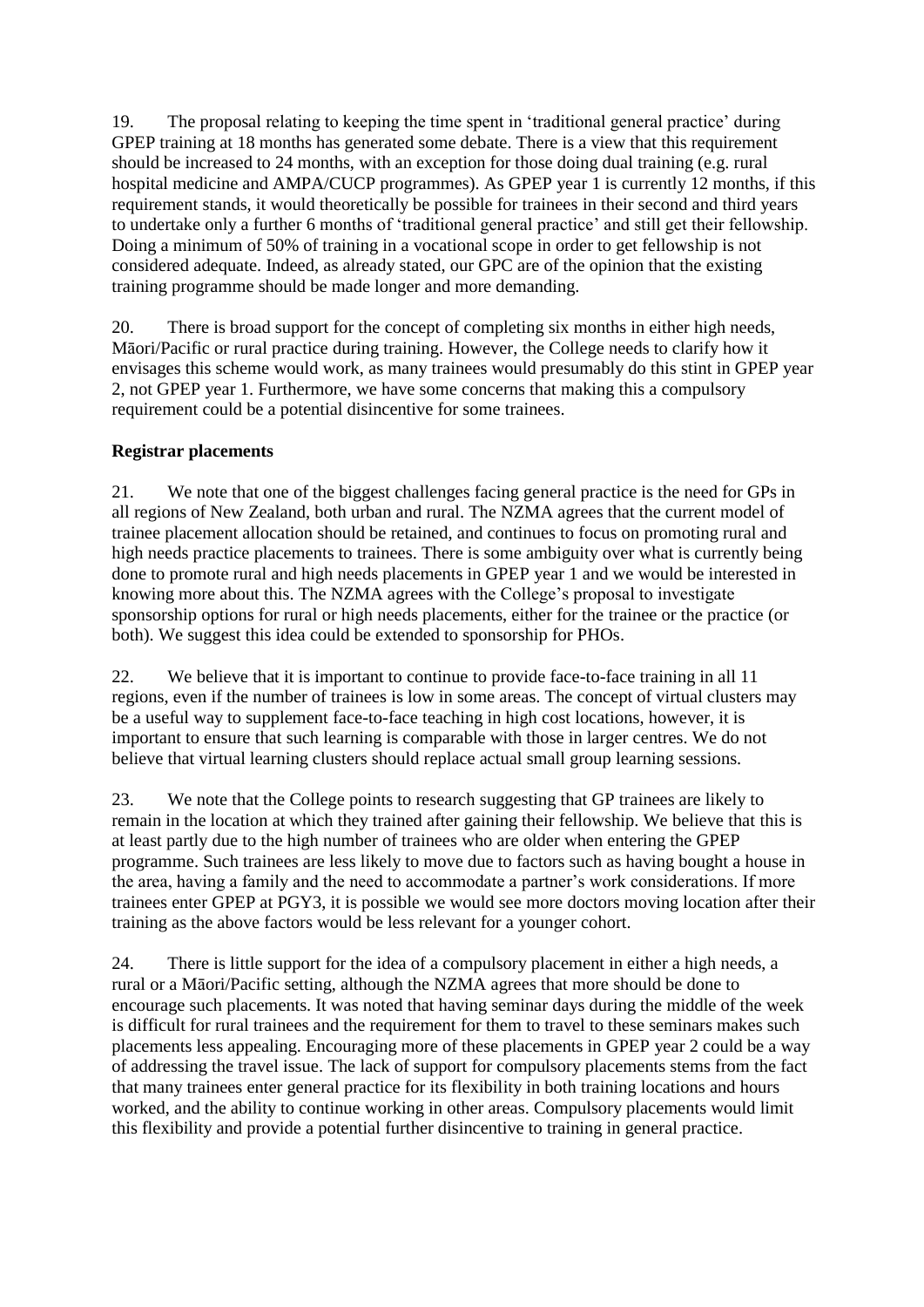19. The proposal relating to keeping the time spent in 'traditional general practice' during GPEP training at 18 months has generated some debate. There is a view that this requirement should be increased to 24 months, with an exception for those doing dual training (e.g. rural hospital medicine and AMPA/CUCP programmes). As GPEP year 1 is currently 12 months, if this requirement stands, it would theoretically be possible for trainees in their second and third years to undertake only a further 6 months of 'traditional general practice' and still get their fellowship. Doing a minimum of 50% of training in a vocational scope in order to get fellowship is not considered adequate. Indeed, as already stated, our GPC are of the opinion that the existing training programme should be made longer and more demanding.

20. There is broad support for the concept of completing six months in either high needs, Māori/Pacific or rural practice during training. However, the College needs to clarify how it envisages this scheme would work, as many trainees would presumably do this stint in GPEP year 2, not GPEP year 1. Furthermore, we have some concerns that making this a compulsory requirement could be a potential disincentive for some trainees.

**Registrar placements**

21. We note that one of the biggest challenges facing general practice is the need for GPs in all regions of New Zealand, both urban and rural. The NZMA agrees that the current model of trainee placement allocation should be retained, and continues to focus on promoting rural and high needs practice placements to trainees. There is some ambiguity over what is currently being done to promote rural and high needs placements in GPEP year 1 and we would be interested in knowing more about this. The NZMA agrees with the College's proposal to investigate sponsorship options for rural or high needs placements, either for the trainee or the practice (or both). We suggest this idea could be extended to sponsorship for PHOs.

22. We believe that it is important to continue to provide face-to-face training in all 11 regions, even if the number of trainees is low in some areas. The concept of virtual clusters may be a useful way to supplement face-to-face teaching in high cost locations, however, it is important to ensure that such learning is comparable with those in larger centres. We do not believe that virtual learning clusters should replace actual small group learning sessions.

23. We note that the College points to research suggesting that GP trainees are likely to remain in the location at which they trained after gaining their fellowship. We believe that this is at least partly due to the high number of trainees who are older when entering the GPEP programme. Such trainees are less likely to move due to factors such as having bought a house in the area, having a family and the need to accommodate a partner's work considerations. If more trainees enter GPEP at PGY3, it is possible we would see more doctors moving location after their training as the above factors would be less relevant for a younger cohort.

24. There is little support for the idea of a compulsory placement in either a high needs, a rural or a Māori/Pacific setting, although the NZMA agrees that more should be done to encourage such placements. It was noted that having seminar days during the middle of the week is difficult for rural trainees and the requirement for them to travel to these seminars makes such placements less appealing. Encouraging more of these placements in GPEP year 2 could be a way of addressing the travel issue. The lack of support for compulsory placements stems from the fact that many trainees enter general practice for its flexibility in both training locations and hours worked, and the ability to continue working in other areas. Compulsory placements would limit this flexibility and provide a potential further disincentive to training in general practice.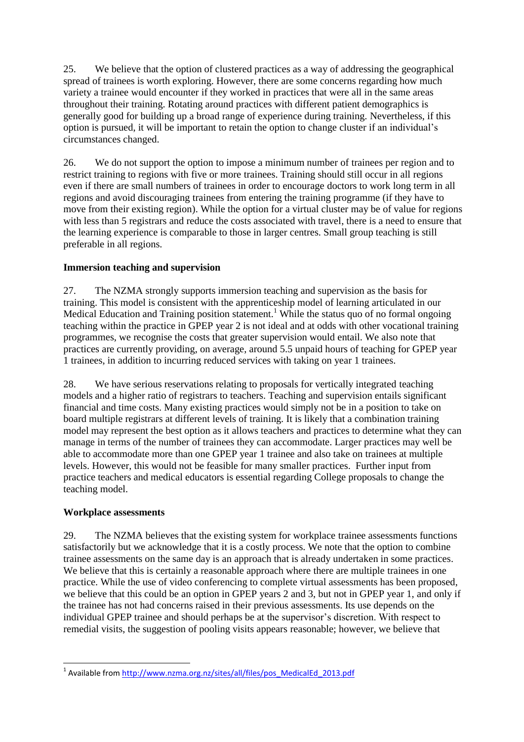25. We believe that the option of clustered practices as a way of addressing the geographical spread of trainees is worth exploring. However, there are some concerns regarding how much variety a trainee would encounter if they worked in practices that were all in the same areas throughout their training. Rotating around practices with different patient demographics is generally good for building up a broad range of experience during training. Nevertheless, if this option is pursued, it will be important to retain the option to change cluster if an individual's circumstances changed.

26. We do not support the option to impose a minimum number of trainees per region and to restrict training to regions with five or more trainees. Training should still occur in all regions even if there are small numbers of trainees in order to encourage doctors to work long term in all regions and avoid discouraging trainees from entering the training programme (if they have to move from their existing region). While the option for a virtual cluster may be of value for regions with less than 5 registrars and reduce the costs associated with travel, there is a need to ensure that the learning experience is comparable to those in larger centres. Small group teaching is still preferable in all regions.

**Immersion teaching and supervision**

27. The NZMA strongly supports immersion teaching and supervision as the basis for training. This model is consistent with the apprenticeship model of learning articulated in our Medical Education and Training position statement.[1] While the status quo of no formal ongoing teaching within the practice in GPEP year 2 is not ideal and at odds with other vocational training programmes, we recognise the costs that greater supervision would entail. We also note that practices are currently providing, on average, around 5.5 unpaid hours of teaching for GPEP year 1 trainees, in addition to incurring reduced services with taking on year 1 trainees.

28. We have serious reservations relating to proposals for vertically integrated teaching models and a higher ratio of registrars to teachers. Teaching and supervision entails significant financial and time costs. Many existing practices would simply not be in a position to take on board multiple registrars at different levels of training. It is likely that a combination training model may represent the best option as it allows teachers and practices to determine what they can manage in terms of the number of trainees they can accommodate. Larger practices may well be able to accommodate more than one GPEP year 1 trainee and also take on trainees at multiple levels. However, this would not be feasible for many smaller practices. Further input from practice teachers and medical educators is essential regarding College proposals to change the teaching model.

**Workplace assessments**

29. The NZMA believes that the existing system for workplace trainee assessments functions satisfactorily but we acknowledge that it is a costly process. We note that the option to combine trainee assessments on the same day is an approach that is already undertaken in some practices. We believe that this is certainly a reasonable approach where there are multiple trainees in one practice. While the use of video conferencing to complete virtual assessments has been proposed, we believe that this could be an option in GPEP years 2 and 3, but not in GPEP year 1, and only if the trainee has not had concerns raised in their previous assessments. Its use depends on the individual GPEP trainee and should perhaps be at the supervisor's discretion. With respect to remedial visits, the suggestion of pooling visits appears reasonable; however, we believe that

---

[1] Available from http://www.nzma.org.nz/sites/all/files/pos_MedicalEd_2013.pdf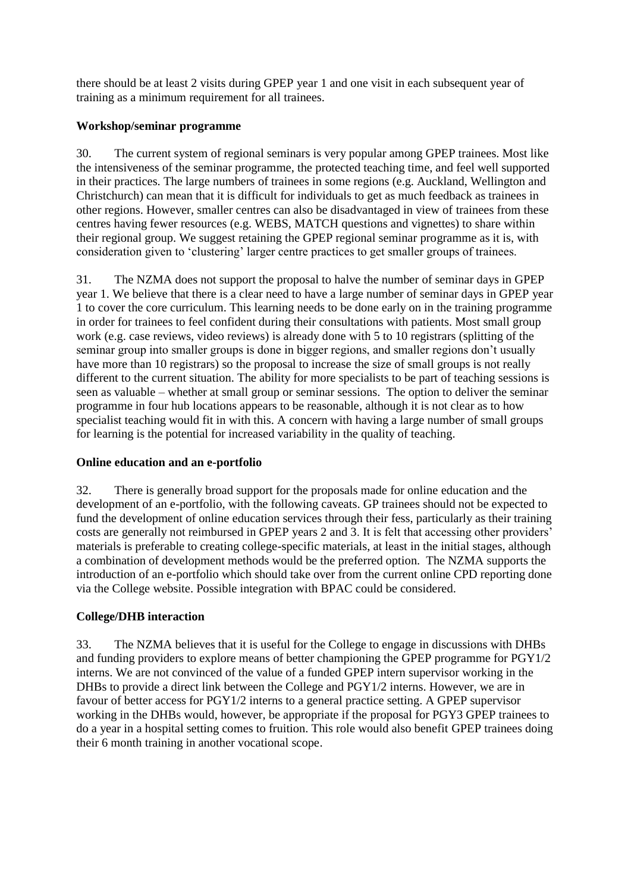there should be at least 2 visits during GPEP year 1 and one visit in each subsequent year of training as a minimum requirement for all trainees.

**Workshop/seminar programme**

30. The current system of regional seminars is very popular among GPEP trainees. Most like the intensiveness of the seminar programme, the protected teaching time, and feel well supported in their practices. The large numbers of trainees in some regions (e.g. Auckland, Wellington and Christchurch) can mean that it is difficult for individuals to get as much feedback as trainees in other regions. However, smaller centres can also be disadvantaged in view of trainees from these centres having fewer resources (e.g. WEBS, MATCH questions and vignettes) to share within their regional group. We suggest retaining the GPEP regional seminar programme as it is, with consideration given to 'clustering' larger centre practices to get smaller groups of trainees.

31. The NZMA does not support the proposal to halve the number of seminar days in GPEP year 1. We believe that there is a clear need to have a large number of seminar days in GPEP year 1 to cover the core curriculum. This learning needs to be done early on in the training programme in order for trainees to feel confident during their consultations with patients. Most small group work (e.g. case reviews, video reviews) is already done with 5 to 10 registrars (splitting of the seminar group into smaller groups is done in bigger regions, and smaller regions don't usually have more than 10 registrars) so the proposal to increase the size of small groups is not really different to the current situation. The ability for more specialists to be part of teaching sessions is seen as valuable – whether at small group or seminar sessions. The option to deliver the seminar programme in four hub locations appears to be reasonable, although it is not clear as to how specialist teaching would fit in with this. A concern with having a large number of small groups for learning is the potential for increased variability in the quality of teaching.

**Online education and an e-portfolio**

32. There is generally broad support for the proposals made for online education and the development of an e-portfolio, with the following caveats. GP trainees should not be expected to fund the development of online education services through their fess, particularly as their training costs are generally not reimbursed in GPEP years 2 and 3. It is felt that accessing other providers' materials is preferable to creating college-specific materials, at least in the initial stages, although a combination of development methods would be the preferred option. The NZMA supports the introduction of an e-portfolio which should take over from the current online CPD reporting done via the College website. Possible integration with BPAC could be considered.

**College/DHB interaction**

33. The NZMA believes that it is useful for the College to engage in discussions with DHBs and funding providers to explore means of better championing the GPEP programme for PGY1/2 interns. We are not convinced of the value of a funded GPEP intern supervisor working in the DHBs to provide a direct link between the College and PGY1/2 interns. However, we are in favour of better access for PGY1/2 interns to a general practice setting. A GPEP supervisor working in the DHBs would, however, be appropriate if the proposal for PGY3 GPEP trainees to do a year in a hospital setting comes to fruition. This role would also benefit GPEP trainees doing their 6 month training in another vocational scope.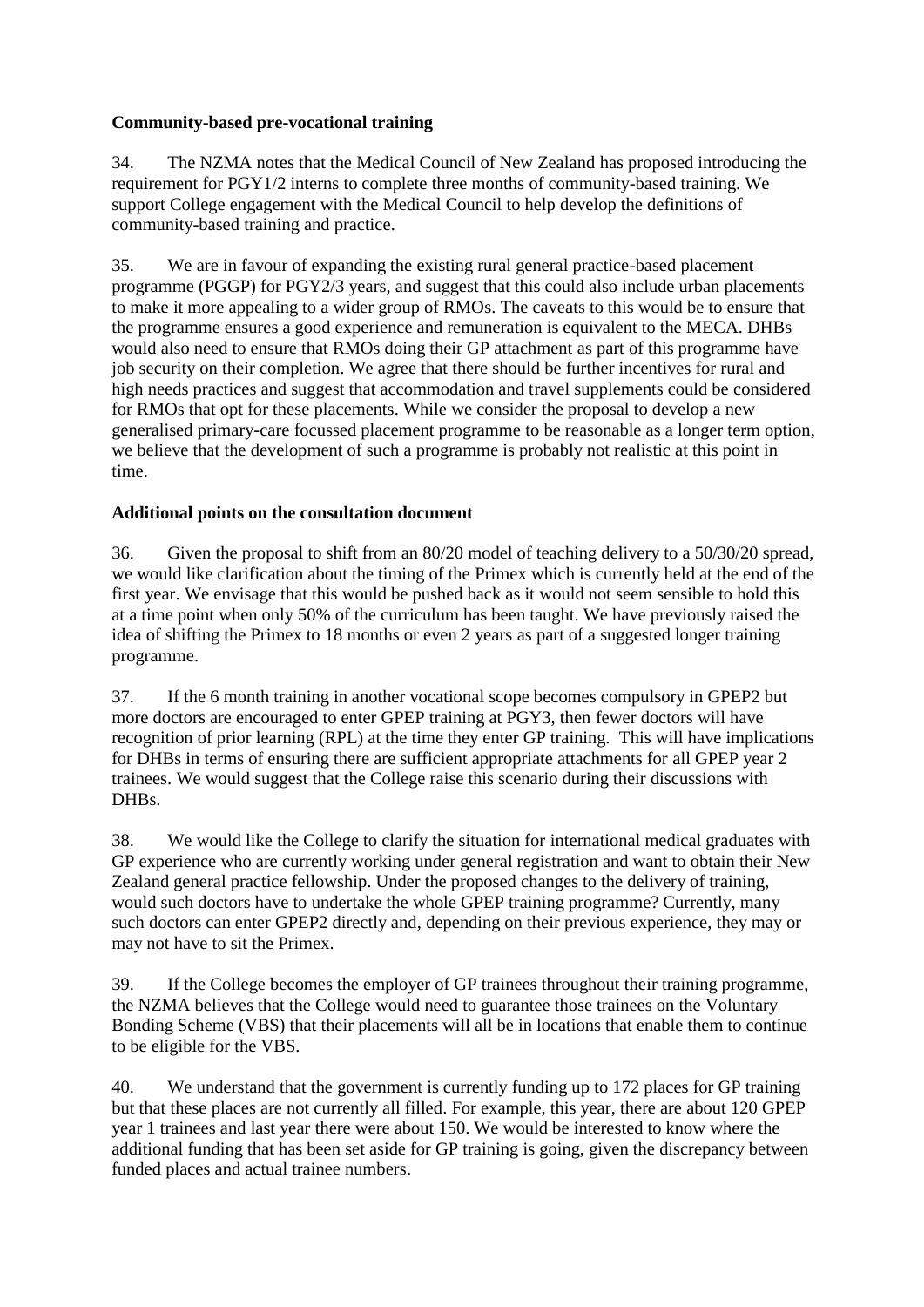**Community-based pre-vocational training**

34. The NZMA notes that the Medical Council of New Zealand has proposed introducing the requirement for PGY1/2 interns to complete three months of community-based training. We support College engagement with the Medical Council to help develop the definitions of community-based training and practice.

35. We are in favour of expanding the existing rural general practice-based placement programme (PGGP) for PGY2/3 years, and suggest that this could also include urban placements to make it more appealing to a wider group of RMOs. The caveats to this would be to ensure that the programme ensures a good experience and remuneration is equivalent to the MECA. DHBs would also need to ensure that RMOs doing their GP attachment as part of this programme have job security on their completion. We agree that there should be further incentives for rural and high needs practices and suggest that accommodation and travel supplements could be considered for RMOs that opt for these placements. While we consider the proposal to develop a new generalised primary-care focussed placement programme to be reasonable as a longer term option, we believe that the development of such a programme is probably not realistic at this point in time.

**Additional points on the consultation document**

36. Given the proposal to shift from an 80/20 model of teaching delivery to a 50/30/20 spread, we would like clarification about the timing of the Primex which is currently held at the end of the first year. We envisage that this would be pushed back as it would not seem sensible to hold this at a time point when only 50% of the curriculum has been taught. We have previously raised the idea of shifting the Primex to 18 months or even 2 years as part of a suggested longer training programme.

37. If the 6 month training in another vocational scope becomes compulsory in GPEP2 but more doctors are encouraged to enter GPEP training at PGY3, then fewer doctors will have recognition of prior learning (RPL) at the time they enter GP training. This will have implications for DHBs in terms of ensuring there are sufficient appropriate attachments for all GPEP year 2 trainees. We would suggest that the College raise this scenario during their discussions with DHBs.

38. We would like the College to clarify the situation for international medical graduates with GP experience who are currently working under general registration and want to obtain their New Zealand general practice fellowship. Under the proposed changes to the delivery of training, would such doctors have to undertake the whole GPEP training programme? Currently, many such doctors can enter GPEP2 directly and, depending on their previous experience, they may or may not have to sit the Primex.

39. If the College becomes the employer of GP trainees throughout their training programme, the NZMA believes that the College would need to guarantee those trainees on the Voluntary Bonding Scheme (VBS) that their placements will all be in locations that enable them to continue to be eligible for the VBS.

40. We understand that the government is currently funding up to 172 places for GP training but that these places are not currently all filled. For example, this year, there are about 120 GPEP year 1 trainees and last year there were about 150. We would be interested to know where the additional funding that has been set aside for GP training is going, given the discrepancy between funded places and actual trainee numbers.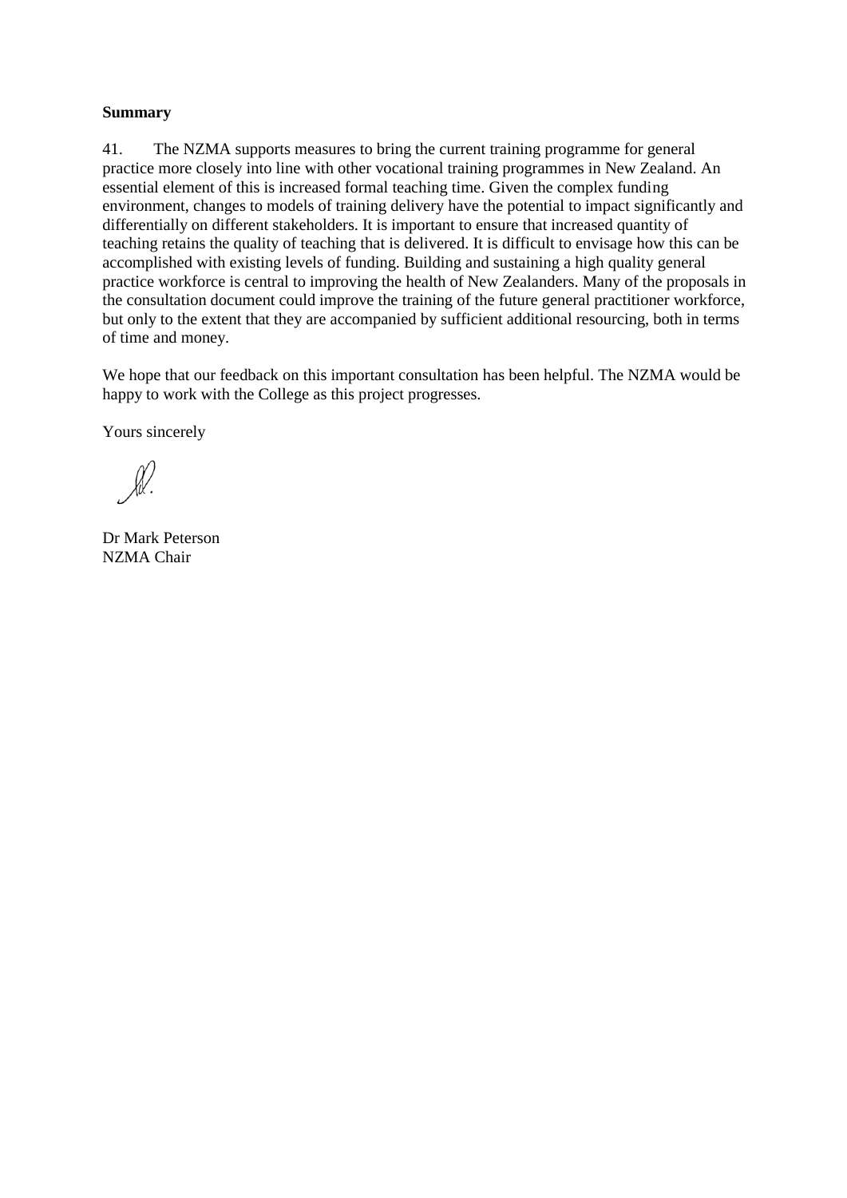**Summary**

41. The NZMA supports measures to bring the current training programme for general practice more closely into line with other vocational training programmes in New Zealand. An essential element of this is increased formal teaching time. Given the complex funding environment, changes to models of training delivery have the potential to impact significantly and differentially on different stakeholders. It is important to ensure that increased quantity of teaching retains the quality of teaching that is delivered. It is difficult to envisage how this can be accomplished with existing levels of funding. Building and sustaining a high quality general practice workforce is central to improving the health of New Zealanders. Many of the proposals in the consultation document could improve the training of the future general practitioner workforce, but only to the extent that they are accompanied by sufficient additional resourcing, both in terms of time and money.

We hope that our feedback on this important consultation has been helpful. The NZMA would be happy to work with the College as this project progresses.

Yours sincerely

Dr Mark Peterson
NZMA Chair